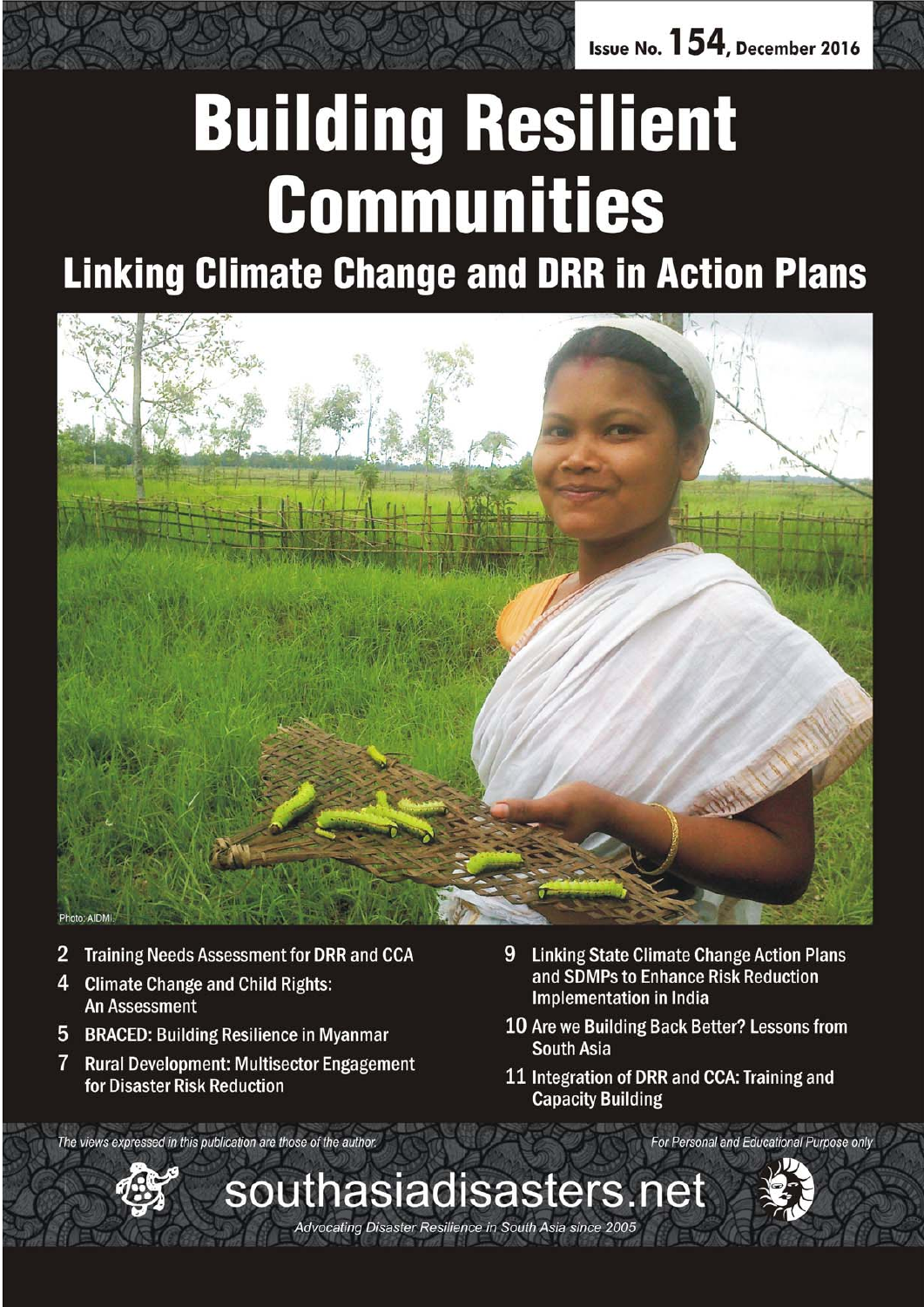Issue No. 154, December 2016

# Building Resilient Communities

## Linking Climate Change and DRR in Action Plans

Photo: AIDMI.

- 2 Training Needs Assessment for DRR and CCA
- 4 Climate Change and Child Rights: An Assessment
- 5 BRACED: Building Resilience in Myanmar
- 7 Rural Development: Multisector Engagement for Disaster Risk Reduction
- 9 Linking State Climate Change Action Plans and SDMPs to Enhance Risk Reduction Implementation in India
- 10 Are we Building Back Better? Lessons from South Asia
- 11 Integration of DRR and CCA: Training and Capacity Building

*The views expressed in this publication are those of the author.*

*For Personal and Educational Purpose only*

southasiadisasters.net

*Advocating Disaster Resilience in South Asia since 2005*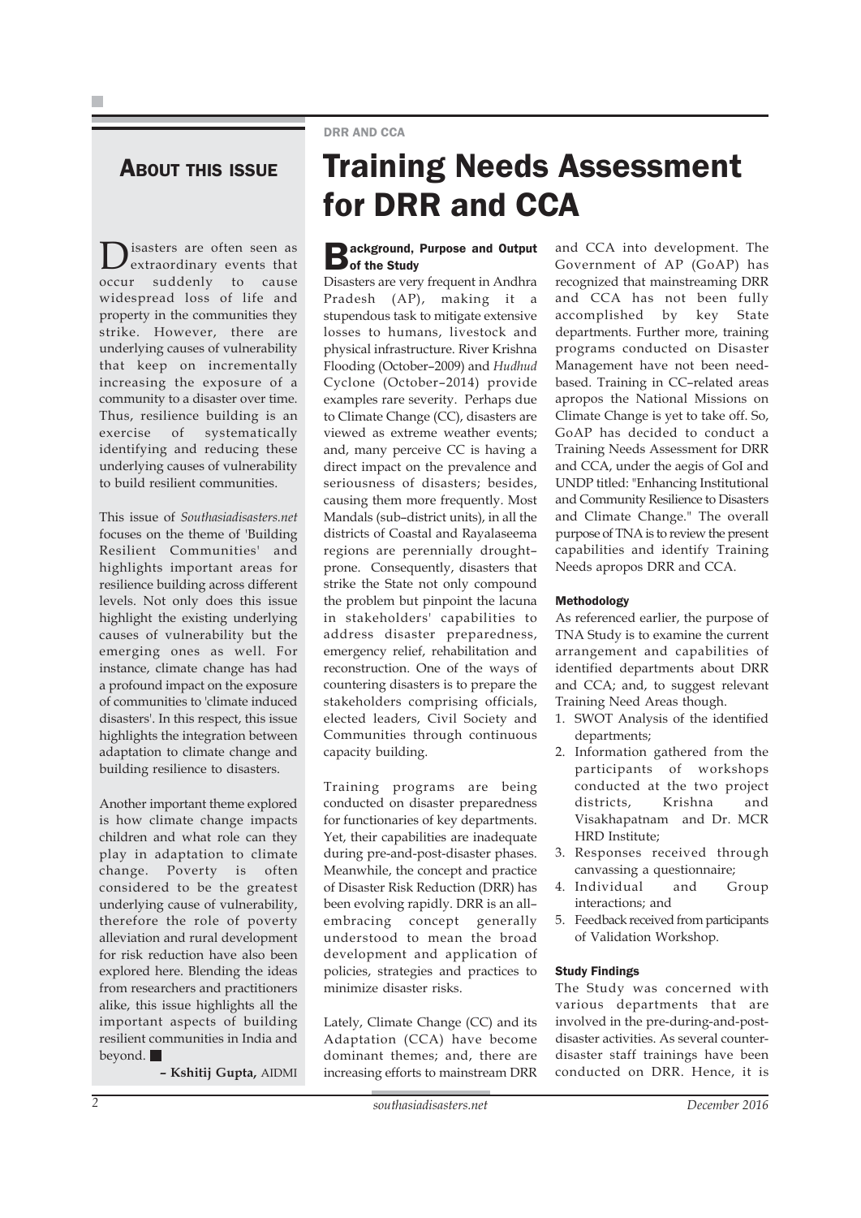## About this issue

Disasters are often seen as extraordinary events that occur suddenly to cause widespread loss of life and property in the communities they strike. However, there are underlying causes of vulnerability that keep on incrementally increasing the exposure of a community to a disaster over time. Thus, resilience building is an exercise of systematically identifying and reducing these underlying causes of vulnerability to build resilient communities.

This issue of *Southasiadisasters.net* focuses on the theme of 'Building Resilient Communities' and highlights important areas for resilience building across different levels. Not only does this issue highlight the existing underlying causes of vulnerability but the emerging ones as well. For instance, climate change has had a profound impact on the exposure of communities to 'climate induced disasters'. In this respect, this issue highlights the integration between adaptation to climate change and building resilience to disasters.

Another important theme explored is how climate change impacts children and what role can they play in adaptation to climate change. Poverty is often considered to be the greatest underlying cause of vulnerability, therefore the role of poverty alleviation and rural development for risk reduction have also been explored here. Blending the ideas from researchers and practitioners alike, this issue highlights all the important aspects of building resilient communities in India and beyond. ■

**– Kshitij Gupta,** AIDMI

DRR AND CCA

# Training Needs Assessment for DRR and CCA

### Background, Purpose and Output of the Study

Disasters are very frequent in Andhra Pradesh (AP), making it a stupendous task to mitigate extensive losses to humans, livestock and physical infrastructure. River Krishna Flooding (October–2009) and *Hudhud* Cyclone (October–2014) provide examples rare severity. Perhaps due to Climate Change (CC), disasters are viewed as extreme weather events; and, many perceive CC is having a direct impact on the prevalence and seriousness of disasters; besides, causing them more frequently. Most Mandals (sub–district units), in all the districts of Coastal and Rayalaseema regions are perennially drought–prone. Consequently, disasters that strike the State not only compound the problem but pinpoint the lacuna in stakeholders' capabilities to address disaster preparedness, emergency relief, rehabilitation and reconstruction. One of the ways of countering disasters is to prepare the stakeholders comprising officials, elected leaders, Civil Society and Communities through continuous capacity building.

Training programs are being conducted on disaster preparedness for functionaries of key departments. Yet, their capabilities are inadequate during pre-and-post-disaster phases. Meanwhile, the concept and practice of Disaster Risk Reduction (DRR) has been evolving rapidly. DRR is an all–embracing concept generally understood to mean the broad development and application of policies, strategies and practices to minimize disaster risks.

Lately, Climate Change (CC) and its Adaptation (CCA) have become dominant themes; and, there are increasing efforts to mainstream DRR and CCA into development. The Government of AP (GoAP) has recognized that mainstreaming DRR and CCA has not been fully accomplished by key State departments. Further more, training programs conducted on Disaster Management have not been need-based. Training in CC–related areas apropos the National Missions on Climate Change is yet to take off. So, GoAP has decided to conduct a Training Needs Assessment for DRR and CCA, under the aegis of GoI and UNDP titled: "Enhancing Institutional and Community Resilience to Disasters and Climate Change." The overall purpose of TNA is to review the present capabilities and identify Training Needs apropos DRR and CCA.

### Methodology

As referenced earlier, the purpose of TNA Study is to examine the current arrangement and capabilities of identified departments about DRR and CCA; and, to suggest relevant Training Need Areas though.

1. SWOT Analysis of the identified departments;
2. Information gathered from the participants of workshops conducted at the two project districts, Krishna and Visakhapatnam and Dr. MCR HRD Institute;
3. Responses received through canvassing a questionnaire;
4. Individual and Group interactions; and
5. Feedback received from participants of Validation Workshop.

### Study Findings

The Study was concerned with various departments that are involved in the pre-during-and-post-disaster activities. As several counter-disaster staff trainings have been conducted on DRR. Hence, it is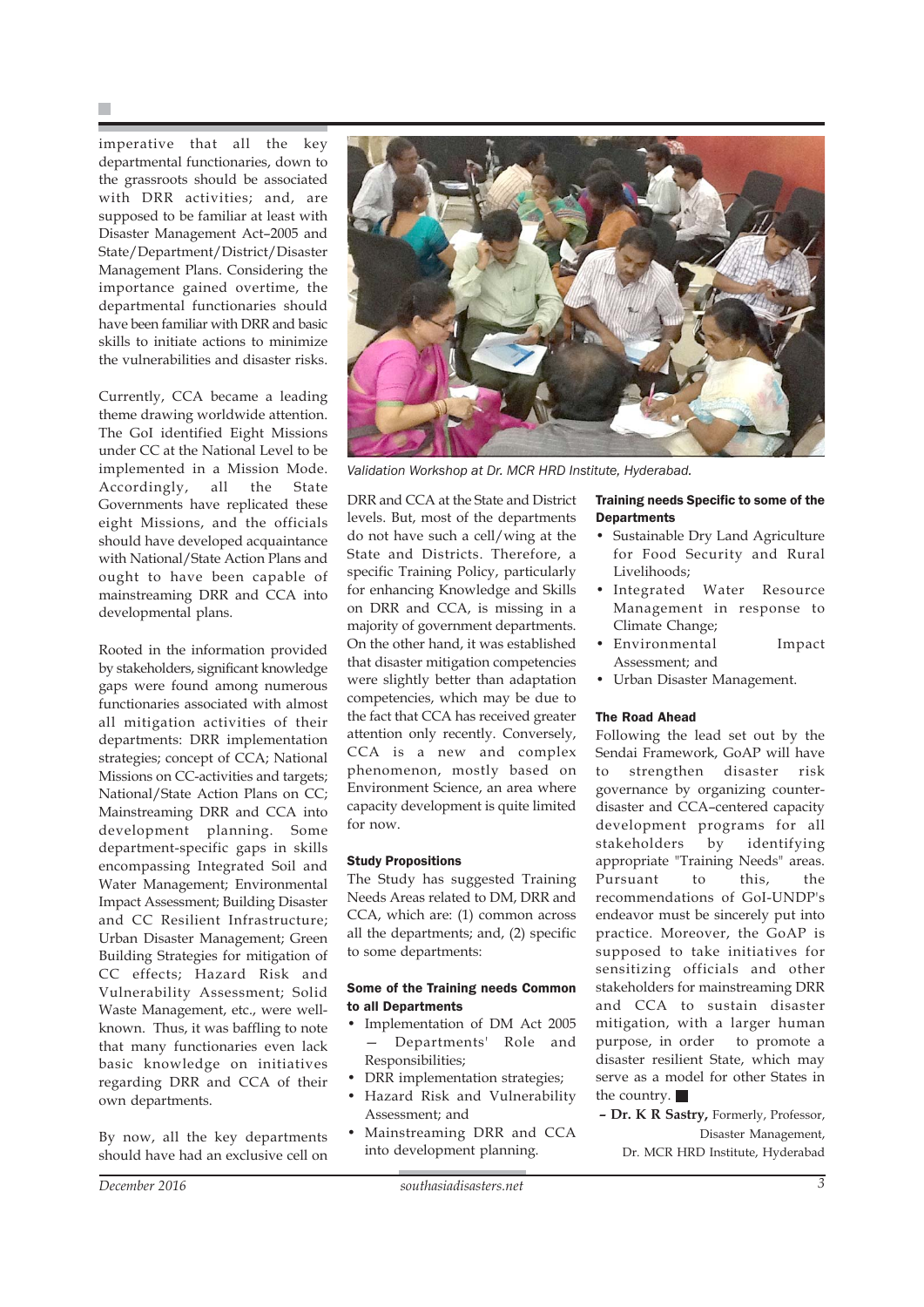imperative that all the key departmental functionaries, down to the grassroots should be associated with DRR activities; and, are supposed to be familiar at least with Disaster Management Act–2005 and State/Department/District/Disaster Management Plans. Considering the importance gained overtime, the departmental functionaries should have been familiar with DRR and basic skills to initiate actions to minimize the vulnerabilities and disaster risks.

Currently, CCA became a leading theme drawing worldwide attention. The GoI identified Eight Missions under CC at the National Level to be implemented in a Mission Mode. Accordingly, all the State Governments have replicated these eight Missions, and the officials should have developed acquaintance with National/State Action Plans and ought to have been capable of mainstreaming DRR and CCA into developmental plans.

Rooted in the information provided by stakeholders, significant knowledge gaps were found among numerous functionaries associated with almost all mitigation activities of their departments: DRR implementation strategies; concept of CCA; National Missions on CC-activities and targets; National/State Action Plans on CC; Mainstreaming DRR and CCA into development planning. Some department-specific gaps in skills encompassing Integrated Soil and Water Management; Environmental Impact Assessment; Building Disaster and CC Resilient Infrastructure; Urban Disaster Management; Green Building Strategies for mitigation of CC effects; Hazard Risk and Vulnerability Assessment; Solid Waste Management, etc., were well-known. Thus, it was baffling to note that many functionaries even lack basic knowledge on initiatives regarding DRR and CCA of their own departments.

By now, all the key departments should have had an exclusive cell on DRR and CCA at the State and District levels. But, most of the departments do not have such a cell/wing at the State and Districts. Therefore, a specific Training Policy, particularly for enhancing Knowledge and Skills on DRR and CCA, is missing in a majority of government departments. On the other hand, it was established that disaster mitigation competencies were slightly better than adaptation competencies, which may be due to the fact that CCA has received greater attention only recently. Conversely, CCA is a new and complex phenomenon, mostly based on Environment Science, an area where capacity development is quite limited for now.

*Validation Workshop at Dr. MCR HRD Institute, Hyderabad.*

### Study Propositions

The Study has suggested Training Needs Areas related to DM, DRR and CCA, which are: (1) common across all the departments; and, (2) specific to some departments.

### Some of the Training needs Common to all Departments

- Implementation of DM Act 2005 – Departments' Role and Responsibilities;
- DRR implementation strategies;
- Hazard Risk and Vulnerability Assessment; and
- Mainstreaming DRR and CCA into development planning.

### Training needs Specific to some of the Departments

- Sustainable Dry Land Agriculture for Food Security and Rural Livelihoods;
- Integrated Water Resource Management in response to Climate Change;
- Environmental Impact Assessment; and
- Urban Disaster Management.

### The Road Ahead

Following the lead set out by the Sendai Framework, GoAP will have to strengthen disaster risk governance by organizing counter-disaster and CCA–centered capacity development programs for all stakeholders by identifying appropriate "Training Needs" areas. Pursuant to this, the recommendations of GoI-UNDP's endeavor must be sincerely put into practice. Moreover, the GoAP is supposed to take initiatives for sensitizing officials and other stakeholders for mainstreaming DRR and CCA to sustain disaster mitigation, with a larger human purpose, in order to promote a disaster resilient State, which may serve as a model for other States in the country. ■

**– Dr. K R Sastry,** Formerly, Professor, Disaster Management, Dr. MCR HRD Institute, Hyderabad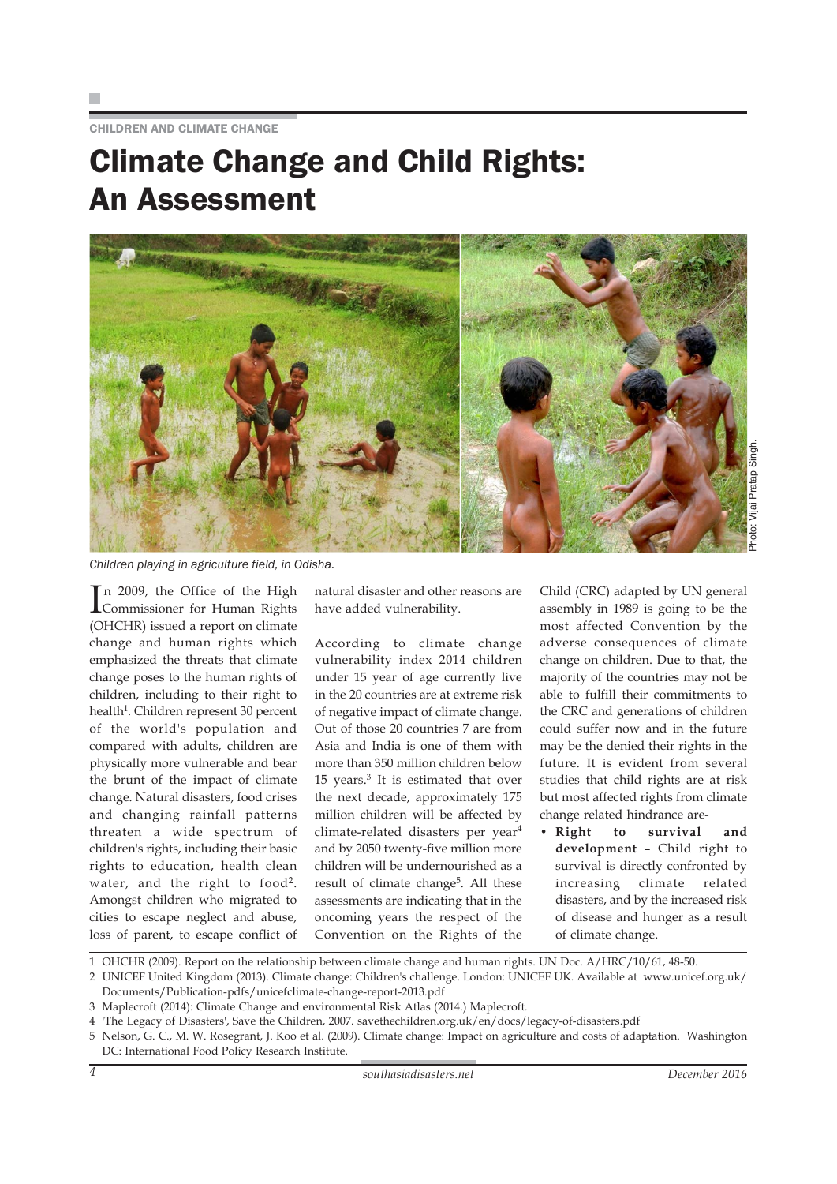CHILDREN AND CLIMATE CHANGE

# Climate Change and Child Rights: An Assessment

Photo: Vijai Pratap Singh.

*Children playing in agriculture field, in Odisha.*

In 2009, the Office of the High Commissioner for Human Rights (OHCHR) issued a report on climate change and human rights which emphasized the threats that climate change poses to the human rights of children, including to their right to health[1]. Children represent 30 percent of the world's population and compared with adults, children are physically more vulnerable and bear the brunt of the impact of climate change. Natural disasters, food crises and changing rainfall patterns threaten a wide spectrum of children's rights, including their basic rights to education, health clean water, and the right to food[2]. Amongst children who migrated to cities to escape neglect and abuse, loss of parent, to escape conflict of natural disaster and other reasons are have added vulnerability.

According to climate change vulnerability index 2014 children under 15 year of age currently live in the 20 countries are at extreme risk of negative impact of climate change. Out of those 20 countries 7 are from Asia and India is one of them with more than 350 million children below 15 years.[3] It is estimated that over the next decade, approximately 175 million children will be affected by climate-related disasters per year[4] and by 2050 twenty-five million more children will be undernourished as a result of climate change[5]. All these assessments are indicating that in the oncoming years the respect of the Convention on the Rights of the Child (CRC) adapted by UN general assembly in 1989 is going to be the most affected Convention by the adverse consequences of climate change on children. Due to that, the majority of the countries may not be able to fulfill their commitments to the CRC and generations of children could suffer now and in the future may be the denied their rights in the future. It is evident from several studies that child rights are at risk but most affected rights from climate change related hindrance are-

- **Right to survival and development –** Child right to survival is directly confronted by increasing climate related disasters, and by the increased risk of disease and hunger as a result of climate change.

1 OHCHR (2009). Report on the relationship between climate change and human rights. UN Doc. A/HRC/10/61, 48-50.

2 UNICEF United Kingdom (2013). Climate change: Children's challenge. London: UNICEF UK. Available at www.unicef.org.uk/Documents/Publication-pdfs/unicefclimate-change-report-2013.pdf

3 Maplecroft (2014): Climate Change and environmental Risk Atlas (2014.) Maplecroft.

4 'The Legacy of Disasters', Save the Children, 2007. savethechildren.org.uk/en/docs/legacy-of-disasters.pdf

5 Nelson, G. C., M. W. Rosegrant, J. Koo et al. (2009). Climate change: Impact on agriculture and costs of adaptation. Washington DC: International Food Policy Research Institute.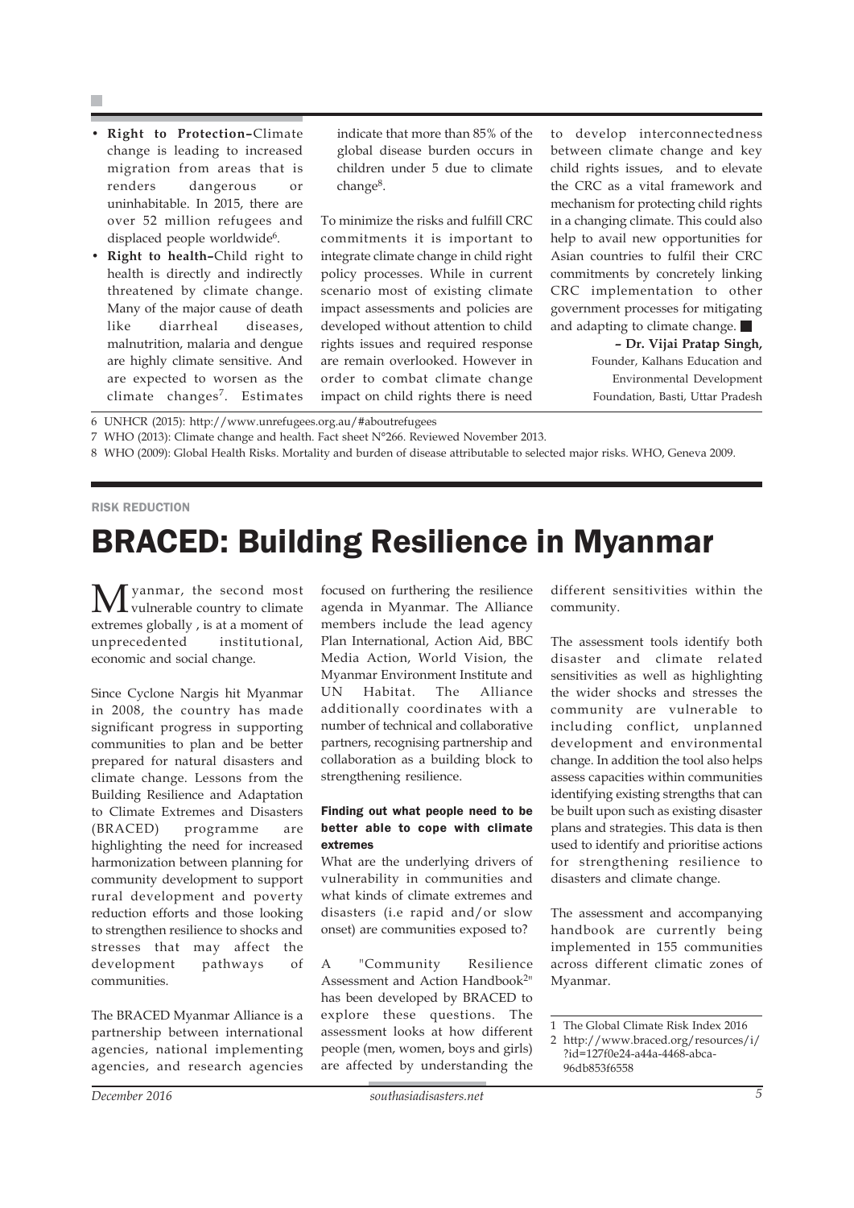- **Right to Protection–**Climate change is leading to increased migration from areas that is renders dangerous or uninhabitable. In 2015, there are over 52 million refugees and displaced people worldwide[6].
- **Right to health–**Child right to health is directly and indirectly threatened by climate change. Many of the major cause of death like diarrheal diseases, malnutrition, malaria and dengue are highly climate sensitive. And are expected to worsen as the climate changes[7]. Estimates indicate that more than 85% of the global disease burden occurs in children under 5 due to climate change[8].

To minimize the risks and fulfill CRC commitments it is important to integrate climate change in child right policy processes. While in current scenario most of existing climate impact assessments and policies are developed without attention to child rights issues and required response are remain overlooked. However in order to combat climate change impact on child rights there is need to develop interconnectedness between climate change and key child rights issues, and to elevate the CRC as a vital framework and mechanism for protecting child rights in a changing climate. This could also help to avail new opportunities for Asian countries to fulfil their CRC commitments by concretely linking CRC implementation to other government processes for mitigating and adapting to climate change. ■

**– Dr. Vijai Pratap Singh,**
Founder, Kalhans Education and Environmental Development Foundation, Basti, Uttar Pradesh

6 UNHCR (2015): http://www.unrefugees.org.au/#aboutrefugees

7 WHO (2013): Climate change and health. Fact sheet N°266. Reviewed November 2013.

8 WHO (2009): Global Health Risks. Mortality and burden of disease attributable to selected major risks. WHO, Geneva 2009.

RISK REDUCTION

# BRACED: Building Resilience in Myanmar

Myanmar, the second most vulnerable country to climate extremes globally , is at a moment of unprecedented institutional, economic and social change.

Since Cyclone Nargis hit Myanmar in 2008, the country has made significant progress in supporting communities to plan and be better prepared for natural disasters and climate change. Lessons from the Building Resilience and Adaptation to Climate Extremes and Disasters (BRACED) programme are highlighting the need for increased harmonization between planning for community development to support rural development and poverty reduction efforts and those looking to strengthen resilience to shocks and stresses that may affect the development pathways of communities.

The BRACED Myanmar Alliance is a partnership between international agencies, national implementing agencies, and research agencies focused on furthering the resilience agenda in Myanmar. The Alliance members include the lead agency Plan International, Action Aid, BBC Media Action, World Vision, the Myanmar Environment Institute and UN Habitat. The Alliance additionally coordinates with a number of technical and collaborative partners, recognising partnership and collaboration as a building block to strengthening resilience.

### Finding out what people need to be better able to cope with climate extremes

What are the underlying drivers of vulnerability in communities and what kinds of climate extremes and disasters (i.e rapid and/or slow onset) are communities exposed to?

A "Community Resilience Assessment and Action Handbook[2]" has been developed by BRACED to explore these questions. The assessment looks at how different people (men, women, boys and girls) are affected by understanding the different sensitivities within the community.

The assessment tools identify both disaster and climate related sensitivities as well as highlighting the wider shocks and stresses the community are vulnerable to including conflict, unplanned development and environmental change. In addition the tool also helps assess capacities within communities identifying existing strengths that can be built upon such as existing disaster plans and strategies. This data is then used to identify and prioritise actions for strengthening resilience to disasters and climate change.

The assessment and accompanying handbook are currently being implemented in 155 communities across different climatic zones of Myanmar.

1 The Global Climate Risk Index 2016

2 http://www.braced.org/resources/i/?id=127f0e24-a44a-4468-abca-96db853f6558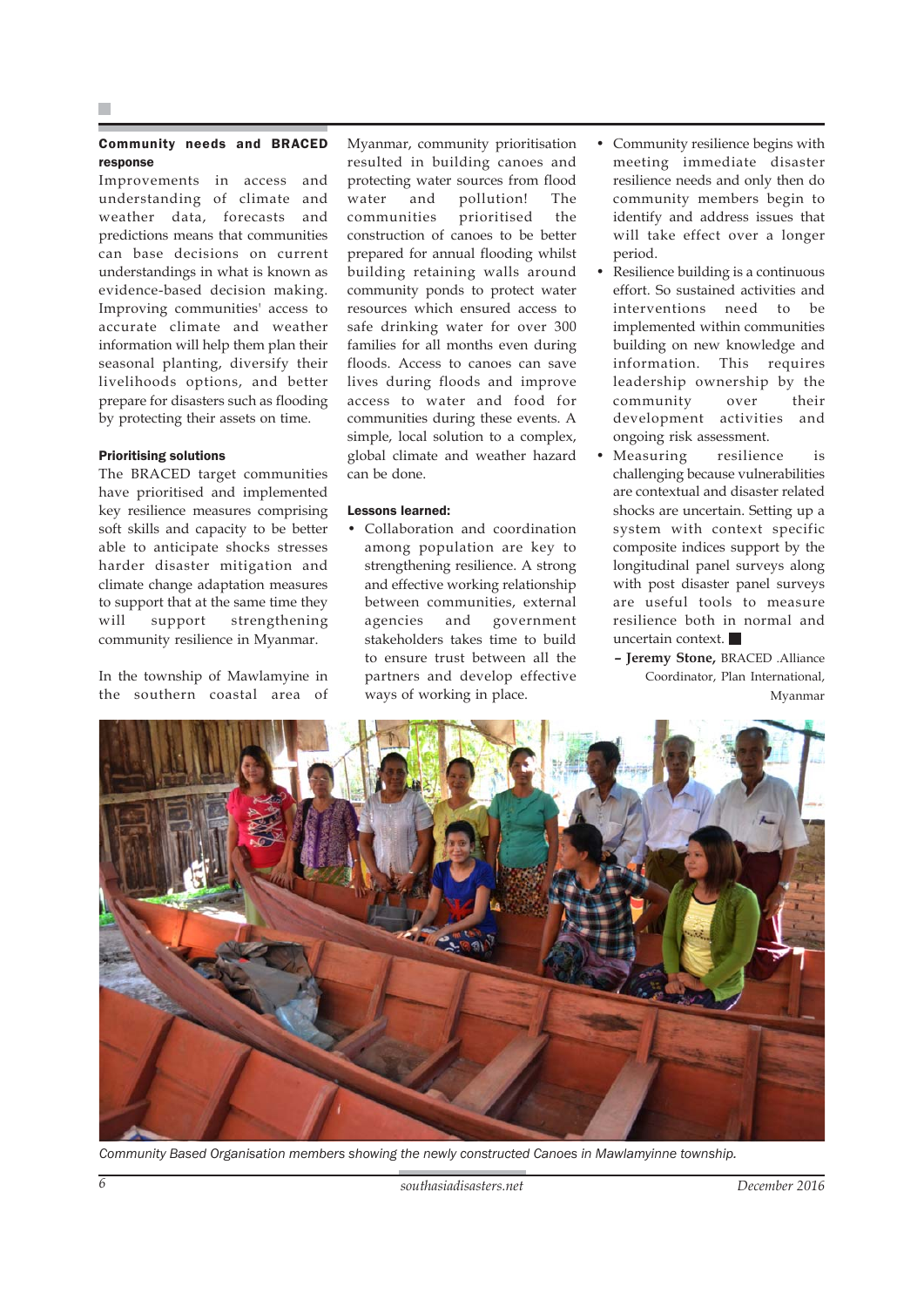### Community needs and BRACED response

Improvements in access and understanding of climate and weather data, forecasts and predictions means that communities can base decisions on current understandings in what is known as evidence-based decision making. Improving communities' access to accurate climate and weather information will help them plan their seasonal planting, diversify their livelihoods options, and better prepare for disasters such as flooding by protecting their assets on time.

### Prioritising solutions

The BRACED target communities have prioritised and implemented key resilience measures comprising soft skills and capacity to be better able to anticipate shocks stresses harder disaster mitigation and climate change adaptation measures to support that at the same time they will support strengthening community resilience in Myanmar.

In the township of Mawlamyine in the southern coastal area of Myanmar, community prioritisation resulted in building canoes and protecting water sources from flood water and pollution! The communities prioritised the construction of canoes to be better prepared for annual flooding whilst building retaining walls around community ponds to protect water resources which ensured access to safe drinking water for over 300 families for all months even during floods. Access to canoes can save lives during floods and improve access to water and food for communities during these events. A simple, local solution to a complex, global climate and weather hazard can be done.

### Lessons learned:

- Collaboration and coordination among population are key to strengthening resilience. A strong and effective working relationship between communities, external agencies and government stakeholders takes time to build to ensure trust between all the partners and develop effective ways of working in place.
- Community resilience begins with meeting immediate disaster resilience needs and only then do community members begin to identify and address issues that will take effect over a longer period.
- Resilience building is a continuous effort. So sustained activities and interventions need to be implemented within communities building on new knowledge and information. This requires leadership ownership by the community over their development activities and ongoing risk assessment.
- Measuring resilience is challenging because vulnerabilities are contextual and disaster related shocks are uncertain. Setting up a system with context specific composite indices support by the longitudinal panel surveys along with post disaster panel surveys are useful tools to measure resilience both in normal and uncertain context. ■

– **Jeremy Stone,** BRACED .Alliance Coordinator, Plan International, Myanmar

*Community Based Organisation members showing the newly constructed Canoes in Mawlamyinne township.*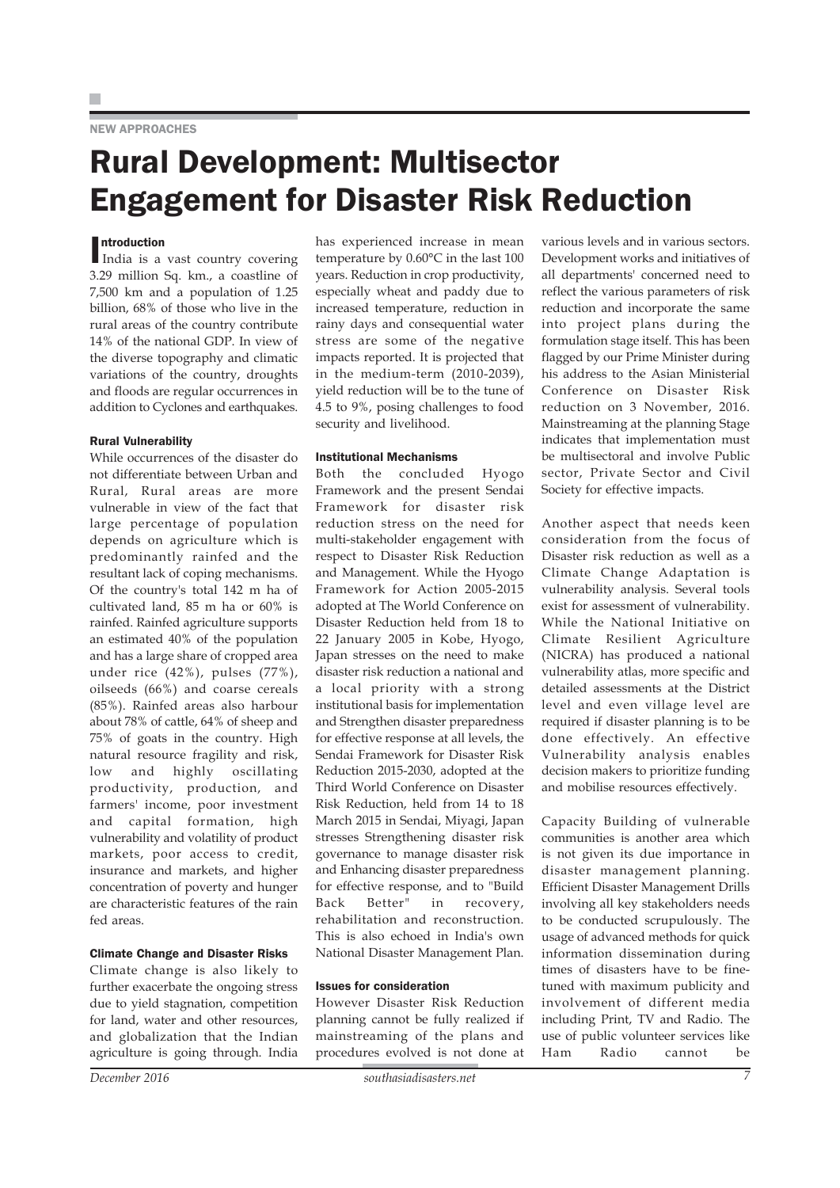NEW APPROACHES

# Rural Development: Multisector Engagement for Disaster Risk Reduction

## Introduction

India is a vast country covering 3.29 million Sq. km., a coastline of 7,500 km and a population of 1.25 billion, 68% of those who live in the rural areas of the country contribute 14% of the national GDP. In view of the diverse topography and climatic variations of the country, droughts and floods are regular occurrences in addition to Cyclones and earthquakes.

### Rural Vulnerability

While occurrences of the disaster do not differentiate between Urban and Rural, Rural areas are more vulnerable in view of the fact that large percentage of population depends on agriculture which is predominantly rainfed and the resultant lack of coping mechanisms. Of the country's total 142 m ha of cultivated land, 85 m ha or 60% is rainfed. Rainfed agriculture supports an estimated 40% of the population and has a large share of cropped area under rice (42%), pulses (77%), oilseeds (66%) and coarse cereals (85%). Rainfed areas also harbour about 78% of cattle, 64% of sheep and 75% of goats in the country. High natural resource fragility and risk, low and highly oscillating productivity, production, and farmers' income, poor investment and capital formation, high vulnerability and volatility of product markets, poor access to credit, insurance and markets, and higher concentration of poverty and hunger are characteristic features of the rain fed areas.

### Climate Change and Disaster Risks

Climate change is also likely to further exacerbate the ongoing stress due to yield stagnation, competition for land, water and other resources, and globalization that the Indian agriculture is going through. India has experienced increase in mean temperature by 0.60°C in the last 100 years. Reduction in crop productivity, especially wheat and paddy due to increased temperature, reduction in rainy days and consequential water stress are some of the negative impacts reported. It is projected that in the medium-term (2010-2039), yield reduction will be to the tune of 4.5 to 9%, posing challenges to food security and livelihood.

### Institutional Mechanisms

Both the concluded Hyogo Framework and the present Sendai Framework for disaster risk reduction stress on the need for multi-stakeholder engagement with respect to Disaster Risk Reduction and Management. While the Hyogo Framework for Action 2005-2015 adopted at The World Conference on Disaster Reduction held from 18 to 22 January 2005 in Kobe, Hyogo, Japan stresses on the need to make disaster risk reduction a national and a local priority with a strong institutional basis for implementation and Strengthen disaster preparedness for effective response at all levels, the Sendai Framework for Disaster Risk Reduction 2015-2030, adopted at the Third World Conference on Disaster Risk Reduction, held from 14 to 18 March 2015 in Sendai, Miyagi, Japan stresses Strengthening disaster risk governance to manage disaster risk and Enhancing disaster preparedness for effective response, and to "Build Back Better" in recovery, rehabilitation and reconstruction. This is also echoed in India's own National Disaster Management Plan.

### Issues for consideration

However Disaster Risk Reduction planning cannot be fully realized if mainstreaming of the plans and procedures evolved is not done at various levels and in various sectors. Development works and initiatives of all departments' concerned need to reflect the various parameters of risk reduction and incorporate the same into project plans during the formulation stage itself. This has been flagged by our Prime Minister during his address to the Asian Ministerial Conference on Disaster Risk reduction on 3 November, 2016. Mainstreaming at the planning Stage indicates that implementation must be multisectoral and involve Public sector, Private Sector and Civil Society for effective impacts.

Another aspect that needs keen consideration from the focus of Disaster risk reduction as well as a Climate Change Adaptation is vulnerability analysis. Several tools exist for assessment of vulnerability. While the National Initiative on Climate Resilient Agriculture (NICRA) has produced a national vulnerability atlas, more specific and detailed assessments at the District level and even village level are required if disaster planning is to be done effectively. An effective Vulnerability analysis enables decision makers to prioritize funding and mobilise resources effectively.

Capacity Building of vulnerable communities is another area which is not given its due importance in disaster management planning. Efficient Disaster Management Drills involving all key stakeholders needs to be conducted scrupulously. The usage of advanced methods for quick information dissemination during times of disasters have to be fine-tuned with maximum publicity and involvement of different media including Print, TV and Radio. The use of public volunteer services like Ham Radio cannot be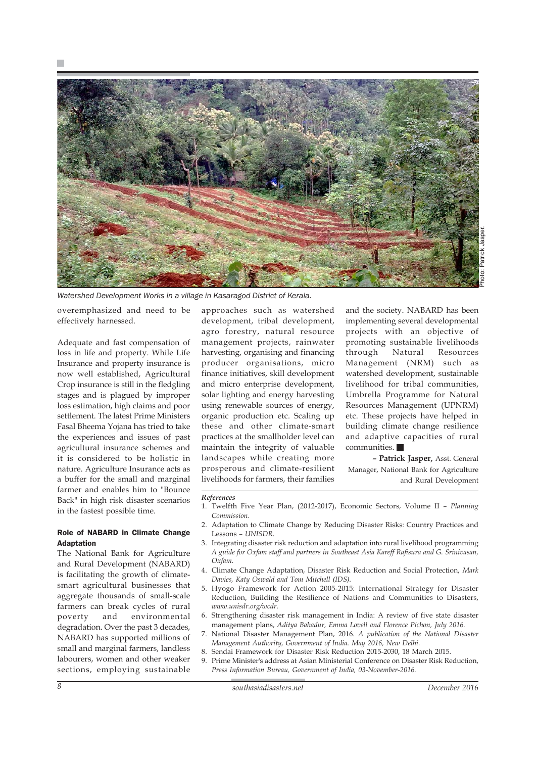*Watershed Development Works in a village in Kasaragod District of Kerala.*

Photo: Patrick Jasper.

overemphasized and need to be effectively harnessed.

Adequate and fast compensation of loss in life and property. While Life Insurance and property insurance is now well established, Agricultural Crop insurance is still in the fledgling stages and is plagued by improper loss estimation, high claims and poor settlement. The latest Prime Ministers Fasal Bheema Yojana has tried to take the experiences and issues of past agricultural insurance schemes and it is considered to be holistic in nature. Agriculture Insurance acts as a buffer for the small and marginal farmer and enables him to "Bounce Back" in high risk disaster scenarios in the fastest possible time.

### Role of NABARD in Climate Change Adaptation

The National Bank for Agriculture and Rural Development (NABARD) is facilitating the growth of climate-smart agricultural businesses that aggregate thousands of small-scale farmers can break cycles of rural poverty and environmental degradation. Over the past 3 decades, NABARD has supported millions of small and marginal farmers, landless labourers, women and other weaker sections, employing sustainable approaches such as watershed development, tribal development, agro forestry, natural resource management projects, rainwater harvesting, organising and financing producer organisations, micro finance initiatives, skill development and micro enterprise development, solar lighting and energy harvesting using renewable sources of energy, organic production etc. Scaling up these and other climate-smart practices at the smallholder level can maintain the integrity of valuable landscapes while creating more prosperous and climate-resilient livelihoods for farmers, their families and the society. NABARD has been implementing several developmental projects with an objective of promoting sustainable livelihoods through Natural Resources Management (NRM) such as watershed development, sustainable livelihood for tribal communities, Umbrella Programme for Natural Resources Management (UPNRM) etc. These projects have helped in building climate change resilience and adaptive capacities of rural communities. ■

**– Patrick Jasper,** Asst. General Manager, National Bank for Agriculture and Rural Development

***References***

1. Twelfth Five Year Plan, (2012-2017), Economic Sectors, Volume II – *Planning Commission.*
2. Adaptation to Climate Change by Reducing Disaster Risks: Country Practices and Lessons – *UNISDR.*
3. Integrating disaster risk reduction and adaptation into rural livelihood programming *A guide for Oxfam staff and partners in Southeast Asia Kareff Rafisura and G. Srinivasan, Oxfam.*
4. Climate Change Adaptation, Disaster Risk Reduction and Social Protection, *Mark Davies, Katy Oswald and Tom Mitchell (IDS).*
5. Hyogo Framework for Action 2005-2015: International Strategy for Disaster Reduction, Building the Resilience of Nations and Communities to Disasters, *www.unisdr.org/wcdr.*
6. Strengthening disaster risk management in India: A review of five state disaster management plans, *Aditya Bahadur, Emma Lovell and Florence Pichon, July 2016.*
7. National Disaster Management Plan, 2016. *A publication of the National Disaster Management Authority, Government of India. May 2016, New Delhi.*
8. Sendai Framework for Disaster Risk Reduction 2015-2030, 18 March 2015.
9. Prime Minister's address at Asian Ministerial Conference on Disaster Risk Reduction, *Press Information Bureau, Government of India, 03-November-2016.*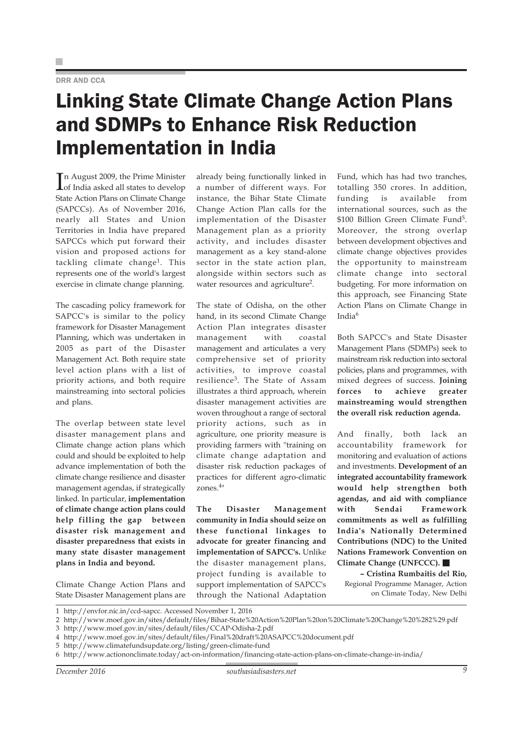DRR AND CCA

# Linking State Climate Change Action Plans and SDMPs to Enhance Risk Reduction Implementation in India

In August 2009, the Prime Minister of India asked all states to develop State Action Plans on Climate Change (SAPCCs). As of November 2016, nearly all States and Union Territories in India have prepared SAPCCs which put forward their vision and proposed actions for tackling climate change[1]. This represents one of the world's largest exercise in climate change planning.

The cascading policy framework for SAPCC's is similar to the policy framework for Disaster Management Planning, which was undertaken in 2005 as part of the Disaster Management Act. Both require state level action plans with a list of priority actions, and both require mainstreaming into sectoral policies and plans.

The overlap between state level disaster management plans and Climate change action plans which could and should be exploited to help advance implementation of both the climate change resilience and disaster management agendas, if strategically linked. In particular, **implementation of climate change action plans could help filling the gap between disaster risk management and disaster preparedness that exists in many state disaster management plans in India and beyond.**

Climate Change Action Plans and State Disaster Management plans are already being functionally linked in a number of different ways. For instance, the Bihar State Climate Change Action Plan calls for the implementation of the Disaster Management plan as a priority activity, and includes disaster management as a key stand-alone sector in the state action plan, alongside within sectors such as water resources and agriculture[2].

The state of Odisha, on the other hand, in its second Climate Change Action Plan integrates disaster management with coastal management and articulates a very comprehensive set of priority activities, to improve coastal resilience[3]. The State of Assam illustrates a third approach, wherein disaster management activities are woven throughout a range of sectoral priority actions, such as in agriculture, one priority measure is providing farmers with "training on climate change adaptation and disaster risk reduction packages of practices for different agro-climatic zones.[4]"

**The Disaster Management community in India should seize on these functional linkages to advocate for greater financing and implementation of SAPCC's.** Unlike the disaster management plans, project funding is available to support implementation of SAPCC's through the National Adaptation Fund, which has had two tranches, totalling 350 crores. In addition, funding is available from international sources, such as the $100 Billion Green Climate Fund[5]. Moreover, the strong overlap between development objectives and climate change objectives provides the opportunity to mainstream climate change into sectoral budgeting. For more information on this approach, see Financing State Action Plans on Climate Change in India[6]

Both SAPCC's and State Disaster Management Plans (SDMPs) seek to mainstream risk reduction into sectoral policies, plans and programmes, with mixed degrees of success. **Joining forces to achieve greater mainstreaming would strengthen the overall risk reduction agenda.**

And finally, both lack an accountability framework for monitoring and evaluation of actions and investments. **Development of an integrated accountability framework would help strengthen both agendas, and aid with compliance with Sendai Framework commitments as well as fulfilling India's Nationally Determined Contributions (NDC) to the United Nations Framework Convention on Climate Change (UNFCCC).** ■

**– Cristina Rumbaitis del Rio,**
Regional Programme Manager, Action on Climate Today, New Delhi

1 http://envfor.nic.in/ccd-sapcc. Accessed November 1, 2016
2 http://www.moef.gov.in/sites/default/files/Bihar-State%20Action%20Plan%20on%20Climate%20Change%20%282%29.pdf
3 http://www.moef.gov.in/sites/default/files/CCAP-Odisha-2.pdf
4 http://www.moef.gov.in/sites/default/files/Final%20draft%20ASAPCC%20document.pdf
5 http://www.climatefundsupdate.org/listing/green-climate-fund
6 http://www.actiononclimate.today/act-on-information/financing-state-action-plans-on-climate-change-in-india/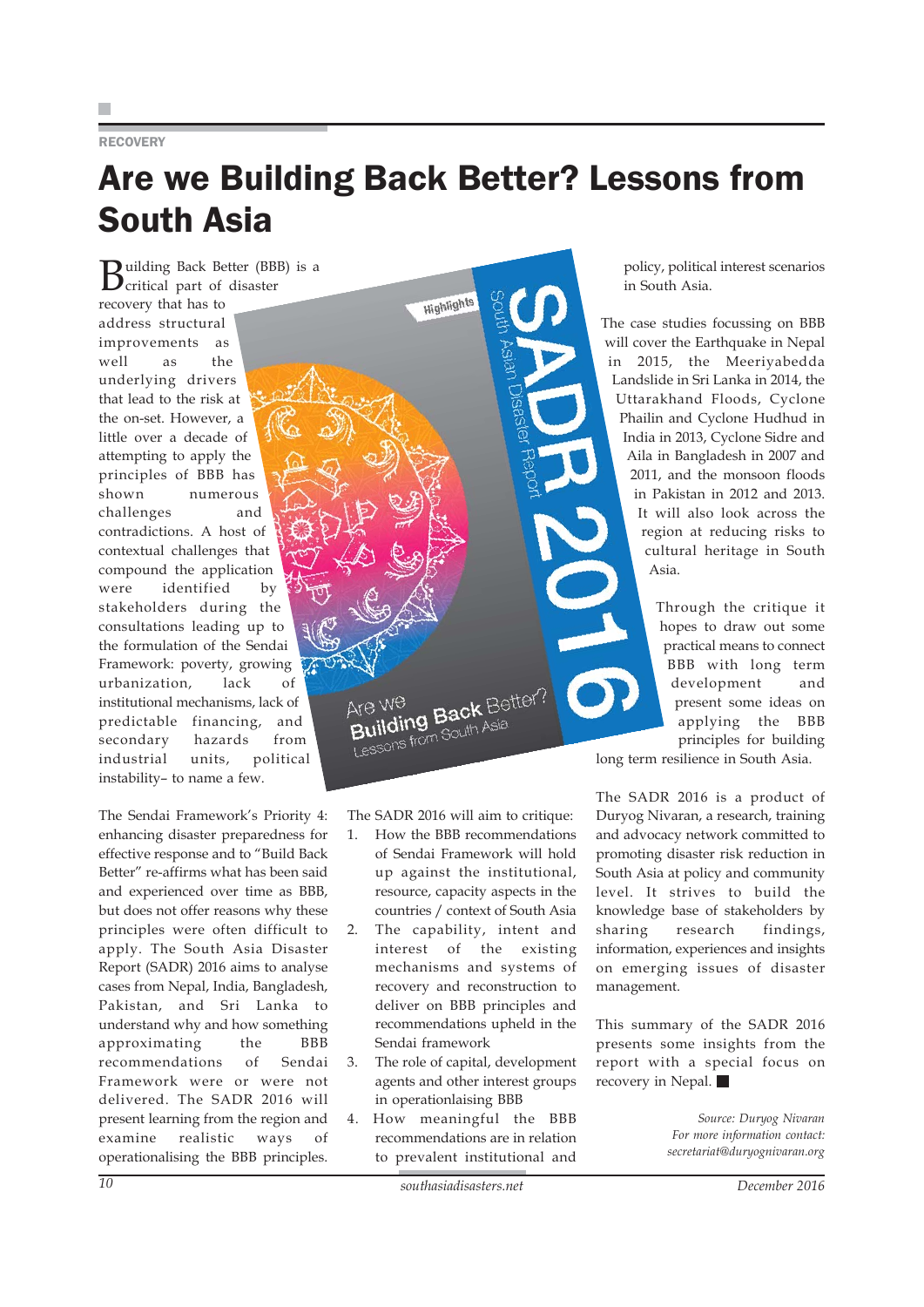RECOVERY

# Are we Building Back Better? Lessons from South Asia

Building Back Better (BBB) is a critical part of disaster recovery that has to address structural improvements as well as the underlying drivers that lead to the risk at the on-set. However, a little over a decade of attempting to apply the principles of BBB has shown numerous challenges and contradictions. A host of contextual challenges that compound the application were identified by stakeholders during the consultations leading up to the formulation of the Sendai Framework: poverty, growing urbanization, lack of institutional mechanisms, lack of predictable financing, and secondary hazards from industrial units, political instability– to name a few.

The Sendai Framework's Priority 4: enhancing disaster preparedness for effective response and to "Build Back Better" re-affirms what has been said and experienced over time as BBB, but does not offer reasons why these principles were often difficult to apply. The South Asia Disaster Report (SADR) 2016 aims to analyse cases from Nepal, India, Bangladesh, Pakistan, and Sri Lanka to understand why and how something approximating the BBB recommendations of Sendai Framework were or were not delivered. The SADR 2016 will present learning from the region and examine realistic ways of operationalising the BBB principles.

The SADR 2016 will aim to critique:

1. How the BBB recommendations of Sendai Framework will hold up against the institutional, resource, capacity aspects in the countries / context of South Asia
2. The capability, intent and interest of the existing mechanisms and systems of recovery and reconstruction to deliver on BBB principles and recommendations upheld in the Sendai framework
3. The role of capital, development agents and other interest groups in operationlaising BBB
4. How meaningful the BBB recommendations are in relation to prevalent institutional and policy, political interest scenarios in South Asia.

The case studies focussing on BBB will cover the Earthquake in Nepal in 2015, the Meeriyabedda Landslide in Sri Lanka in 2014, the Uttarakhand Floods, Cyclone Phailin and Cyclone Hudhud in India in 2013, Cyclone Sidre and Aila in Bangladesh in 2007 and 2011, and the monsoon floods in Pakistan in 2012 and 2013. It will also look across the region at reducing risks to cultural heritage in South Asia.

Through the critique it hopes to draw out some practical means to connect BBB with long term development and present some ideas on applying the BBB principles for building long term resilience in South Asia.

The SADR 2016 is a product of Duryog Nivaran, a research, training and advocacy network committed to promoting disaster risk reduction in South Asia at policy and community level. It strives to build the knowledge base of stakeholders by sharing research findings, information, experiences and insights on emerging issues of disaster management.

This summary of the SADR 2016 presents some insights from the report with a special focus on recovery in Nepal. ■

*Source: Duryog Nivaran*
*For more information contact:*
*secretariat@duryognivaran.org*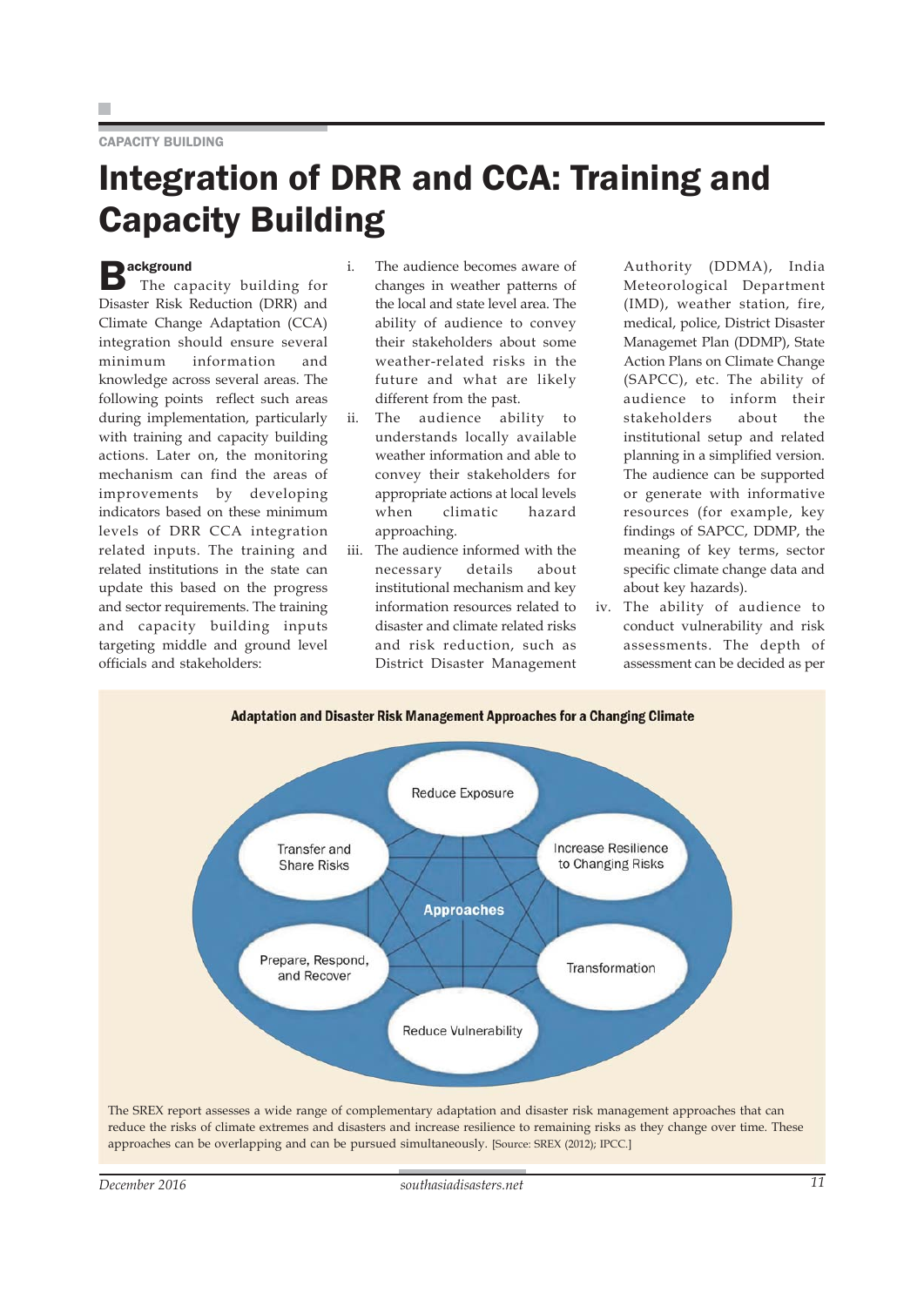CAPACITY BUILDING

# Integration of DRR and CCA: Training and Capacity Building

## Background

The capacity building for Disaster Risk Reduction (DRR) and Climate Change Adaptation (CCA) integration should ensure several minimum information and knowledge across several areas. The following points reflect such areas during implementation, particularly with training and capacity building actions. Later on, the monitoring mechanism can find the areas of improvements by developing indicators based on these minimum levels of DRR CCA integration related inputs. The training and related institutions in the state can update this based on the progress and sector requirements. The training and capacity building inputs targeting middle and ground level officials and stakeholders:

i. The audience becomes aware of changes in weather patterns of the local and state level area. The ability of audience to convey their stakeholders about some weather-related risks in the future and what are likely different from the past.

ii. The audience ability to understands locally available weather information and able to convey their stakeholders for appropriate actions at local levels when climatic hazard approaching.

iii. The audience informed with the necessary details about institutional mechanism and key information resources related to disaster and climate related risks and risk reduction, such as District Disaster Management Authority (DDMA), India Meteorological Department (IMD), weather station, fire, medical, police, District Disaster Managemet Plan (DDMP), State Action Plans on Climate Change (SAPCC), etc. The ability of audience to inform their stakeholders about the institutional setup and related planning in a simplified version. The audience can be supported or generate with informative resources (for example, key findings of SAPCC, DDMP, the meaning of key terms, sector specific climate change data and about key hazards).

iv. The ability of audience to conduct vulnerability and risk assessments. The depth of assessment can be decided as per

**Adaptation and Disaster Risk Management Approaches for a Changing Climate**

- Reduce Exposure
- Increase Resilience to Changing Risks
- Transformation
- Reduce Vulnerability
- Prepare, Respond, and Recover
- Transfer and Share Risks

Approaches

The SREX report assesses a wide range of complementary adaptation and disaster risk management approaches that can reduce the risks of climate extremes and disasters and increase resilience to remaining risks as they change over time. These approaches can be overlapping and can be pursued simultaneously. [Source: SREX (2012); IPCC.]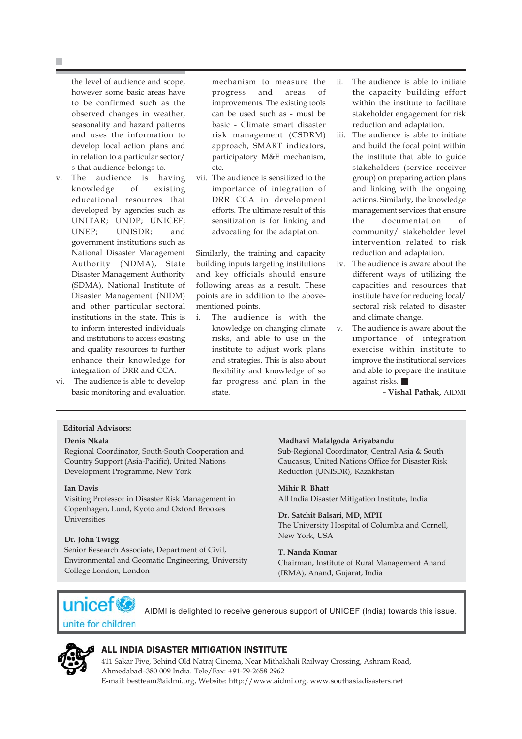the level of audience and scope, however some basic areas have to be confirmed such as the observed changes in weather, seasonality and hazard patterns and uses the information to develop local action plans and in relation to a particular sector/ s that audience belongs to.

v. The audience is having knowledge of existing educational resources that developed by agencies such as UNITAR; UNDP; UNICEF; UNEP; UNISDR; and government institutions such as National Disaster Management Authority (NDMA), State Disaster Management Authority (SDMA), National Institute of Disaster Management (NIDM) and other particular sectoral institutions in the state. This is to inform interested individuals and institutions to access existing and quality resources to further enhance their knowledge for integration of DRR and CCA.

vi. The audience is able to develop basic monitoring and evaluation mechanism to measure the progress and areas of improvements. The existing tools can be used such as - must be basic - Climate smart disaster risk management (CSDRM) approach, SMART indicators, participatory M&E mechanism, etc.

vii. The audience is sensitized to the importance of integration of DRR CCA in development efforts. The ultimate result of this sensitization is for linking and advocating for the adaptation.

Similarly, the training and capacity building inputs targeting institutions and key officials should ensure following areas as a result. These points are in addition to the above-mentioned points.

i. The audience is with the knowledge on changing climate risks, and able to use in the institute to adjust work plans and strategies. This is also about flexibility and knowledge of so far progress and plan in the state.

ii. The audience is able to initiate the capacity building effort within the institute to facilitate stakeholder engagement for risk reduction and adaptation.

iii. The audience is able to initiate and build the focal point within the institute that able to guide stakeholders (service receiver group) on preparing action plans and linking with the ongoing actions. Similarly, the knowledge management services that ensure the documentation of community/ stakeholder level intervention related to risk reduction and adaptation.

iv. The audience is aware about the different ways of utilizing the capacities and resources that institute have for reducing local/ sectoral risk related to disaster and climate change.

v. The audience is aware about the importance of integration exercise within institute to improve the institutional services and able to prepare the institute against risks. ■

**- Vishal Pathak,** AIDMI

---

**Editorial Advisors:**

**Denis Nkala**
Regional Coordinator, South-South Cooperation and Country Support (Asia-Pacific), United Nations Development Programme, New York

**Ian Davis**
Visiting Professor in Disaster Risk Management in Copenhagen, Lund, Kyoto and Oxford Brookes Universities

**Dr. John Twigg**
Senior Research Associate, Department of Civil, Environmental and Geomatic Engineering, University College London, London

**Madhavi Malalgoda Ariyabandu**
Sub-Regional Coordinator, Central Asia & South Caucasus, United Nations Office for Disaster Risk Reduction (UNISDR), Kazakhstan

**Mihir R. Bhatt**
All India Disaster Mitigation Institute, India

**Dr. Satchit Balsari, MD, MPH**
The University Hospital of Columbia and Cornell, New York, USA

**T. Nanda Kumar**
Chairman, Institute of Rural Management Anand (IRMA), Anand, Gujarat, India

---

unicef
unite for children

AIDMI is delighted to receive generous support of UNICEF (India) towards this issue.

**ALL INDIA DISASTER MITIGATION INSTITUTE**
411 Sakar Five, Behind Old Natraj Cinema, Near Mithakhali Railway Crossing, Ashram Road, Ahmedabad–380 009 India. Tele/Fax: +91-79-2658 2962
E-mail: bestteam@aidmi.org, Website: http://www.aidmi.org, www.southasiadisasters.net